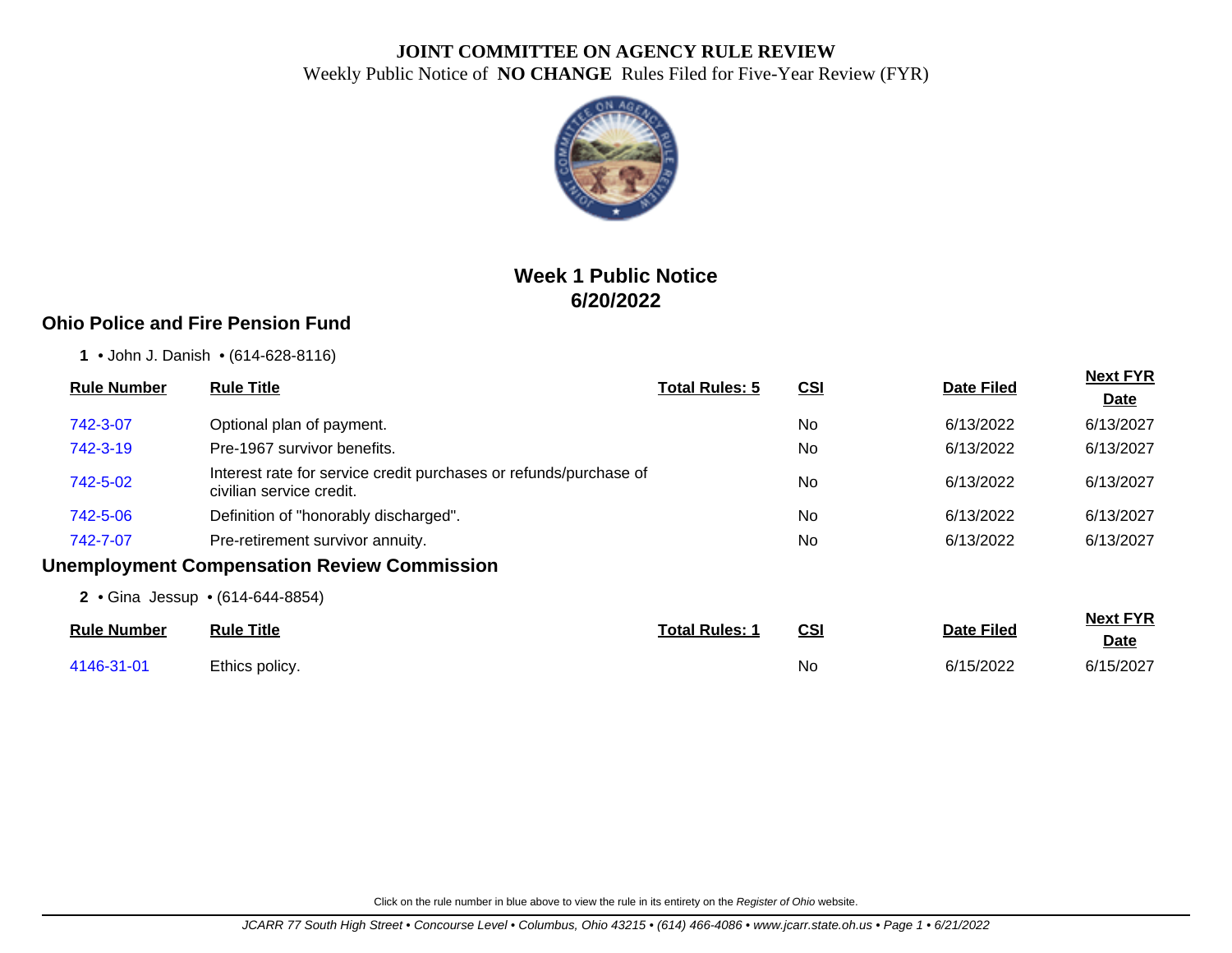# JOINT COMMITTEE ON AGENCY RULE REVIEW

Weekly Public Notice of **NO CHANGE** Rules Filed for Five-Year Review (FYR)

## Week 1 Public Notice
## 6/20/2022

### Ohio Police and Fire Pension Fund

**1** • John J. Danish • (614-628-8116)

| Rule Number | Rule Title | Total Rules: 5 | CSI | Date Filed | Next FYR Date |
|---|---|---|---|---|---|
| 742-3-07 | Optional plan of payment. | | No | 6/13/2022 | 6/13/2027 |
| 742-3-19 | Pre-1967 survivor benefits. | | No | 6/13/2022 | 6/13/2027 |
| 742-5-02 | Interest rate for service credit purchases or refunds/purchase of civilian service credit. | | No | 6/13/2022 | 6/13/2027 |
| 742-5-06 | Definition of "honorably discharged". | | No | 6/13/2022 | 6/13/2027 |
| 742-7-07 | Pre-retirement survivor annuity. | | No | 6/13/2022 | 6/13/2027 |

### Unemployment Compensation Review Commission

**2** • Gina Jessup • (614-644-8854)

| Rule Number | Rule Title | Total Rules: 1 | CSI | Date Filed | Next FYR Date |
|---|---|---|---|---|---|
| 4146-31-01 | Ethics policy. | | No | 6/15/2022 | 6/15/2027 |

Click on the rule number in blue above to view the rule in its entirety on the *Register of Ohio* website.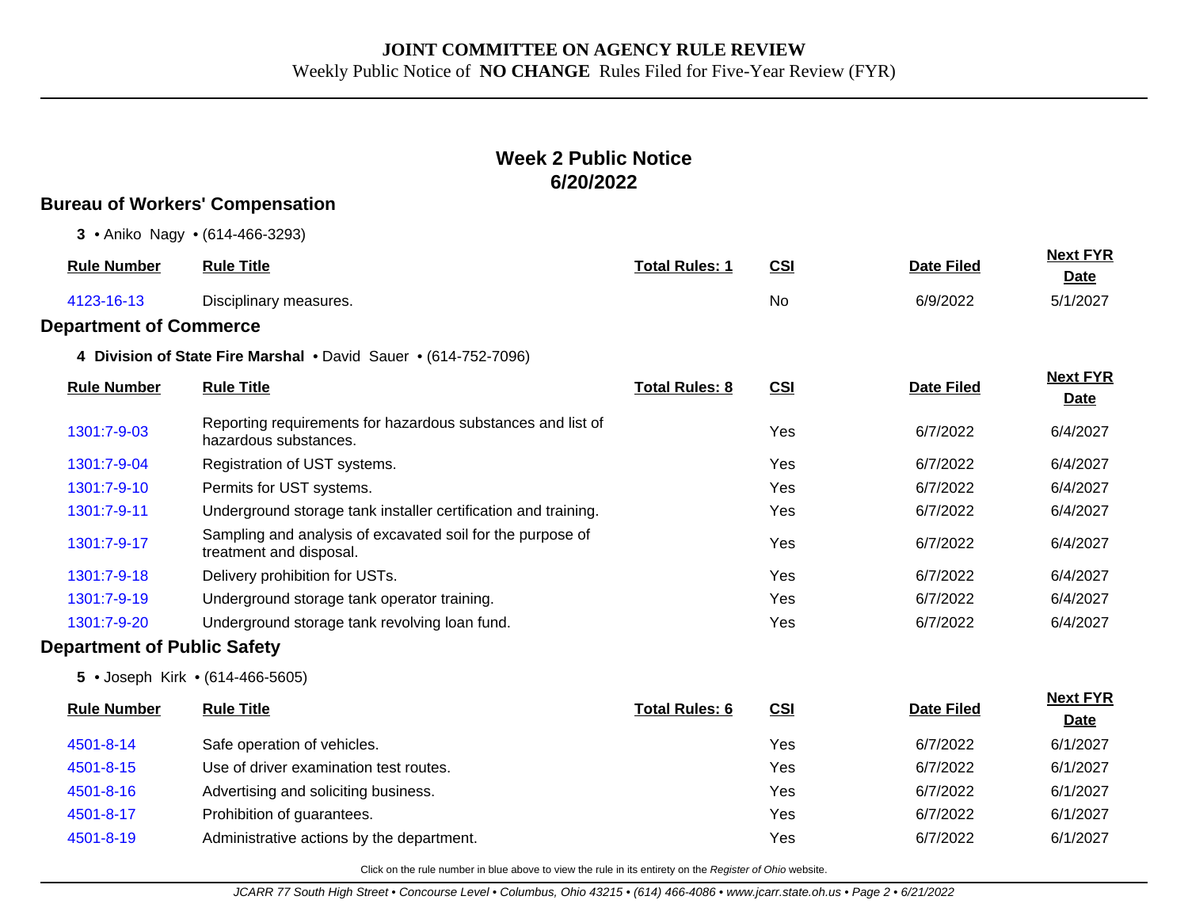**JOINT COMMITTEE ON AGENCY RULE REVIEW**

Weekly Public Notice of **NO CHANGE** Rules Filed for Five-Year Review (FYR)

## Week 2 Public Notice
## 6/20/2022

### Bureau of Workers' Compensation

**3** • Aniko Nagy • (614-466-3293)

| Rule Number | Rule Title | Total Rules: 1 | CSI | Date Filed | Next FYR Date |
|---|---|---|---|---|---|
| 4123-16-13 | Disciplinary measures. | | No | 6/9/2022 | 5/1/2027 |

### Department of Commerce

**4 Division of State Fire Marshal** • David Sauer • (614-752-7096)

| Rule Number | Rule Title | Total Rules: 8 | CSI | Date Filed | Next FYR Date |
|---|---|---|---|---|---|
| 1301:7-9-03 | Reporting requirements for hazardous substances and list of hazardous substances. | | Yes | 6/7/2022 | 6/4/2027 |
| 1301:7-9-04 | Registration of UST systems. | | Yes | 6/7/2022 | 6/4/2027 |
| 1301:7-9-10 | Permits for UST systems. | | Yes | 6/7/2022 | 6/4/2027 |
| 1301:7-9-11 | Underground storage tank installer certification and training. | | Yes | 6/7/2022 | 6/4/2027 |
| 1301:7-9-17 | Sampling and analysis of excavated soil for the purpose of treatment and disposal. | | Yes | 6/7/2022 | 6/4/2027 |
| 1301:7-9-18 | Delivery prohibition for USTs. | | Yes | 6/7/2022 | 6/4/2027 |
| 1301:7-9-19 | Underground storage tank operator training. | | Yes | 6/7/2022 | 6/4/2027 |
| 1301:7-9-20 | Underground storage tank revolving loan fund. | | Yes | 6/7/2022 | 6/4/2027 |

### Department of Public Safety

**5** • Joseph Kirk • (614-466-5605)

| Rule Number | Rule Title | Total Rules: 6 | CSI | Date Filed | Next FYR Date |
|---|---|---|---|---|---|
| 4501-8-14 | Safe operation of vehicles. | | Yes | 6/7/2022 | 6/1/2027 |
| 4501-8-15 | Use of driver examination test routes. | | Yes | 6/7/2022 | 6/1/2027 |
| 4501-8-16 | Advertising and soliciting business. | | Yes | 6/7/2022 | 6/1/2027 |
| 4501-8-17 | Prohibition of guarantees. | | Yes | 6/7/2022 | 6/1/2027 |
| 4501-8-19 | Administrative actions by the department. | | Yes | 6/7/2022 | 6/1/2027 |

Click on the rule number in blue above to view the rule in its entirety on the *Register of Ohio* website.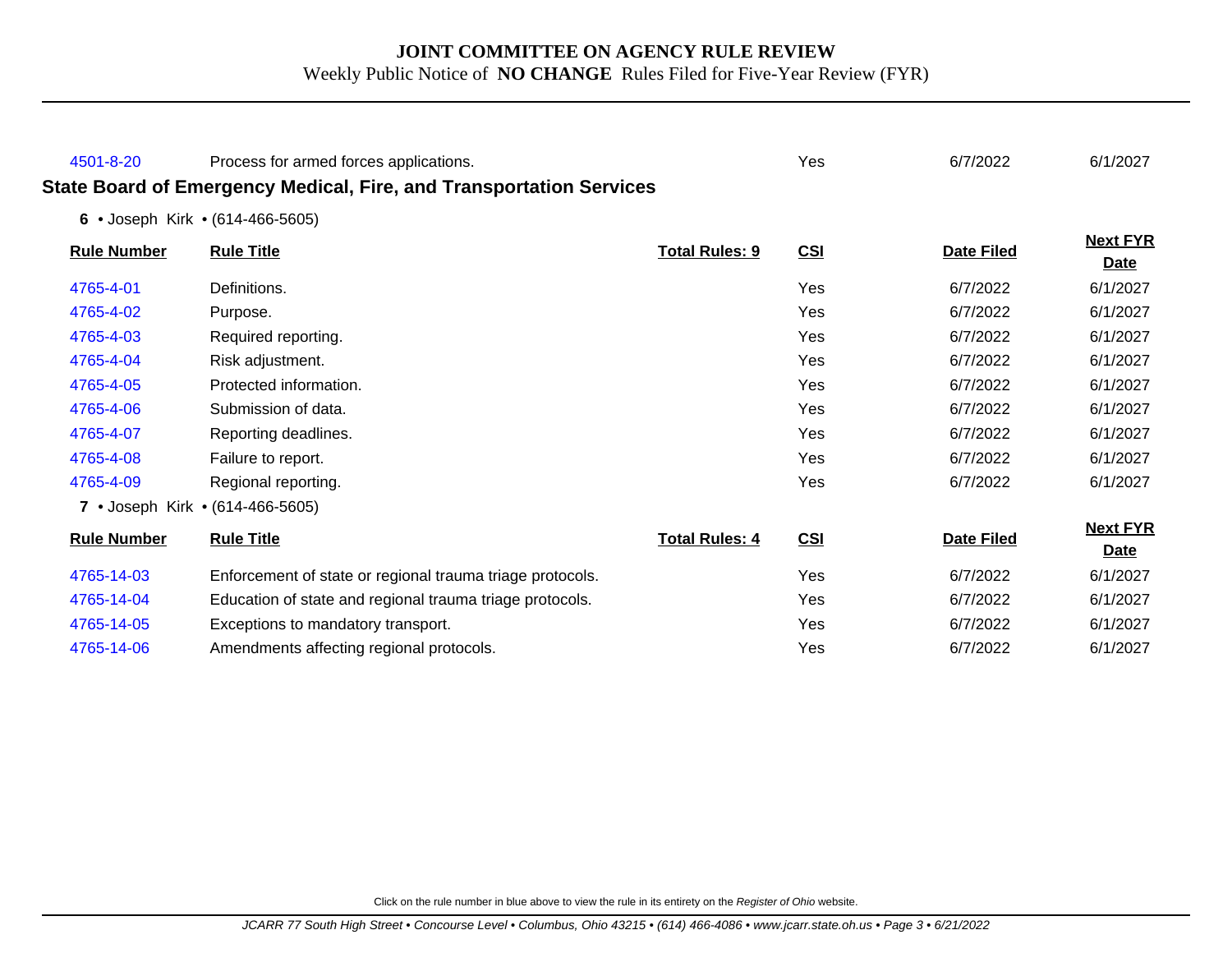| 4501-8-20 | Process for armed forces applications. | | Yes | 6/7/2022 | 6/1/2027 |
|---|---|---|---|---|---|

## State Board of Emergency Medical, Fire, and Transportation Services

**6** • Joseph Kirk • (614-466-5605)

| Rule Number | Rule Title | Total Rules: 9 | CSI | Date Filed | Next FYR Date |
|---|---|---|---|---|---|
| 4765-4-01 | Definitions. | | Yes | 6/7/2022 | 6/1/2027 |
| 4765-4-02 | Purpose. | | Yes | 6/7/2022 | 6/1/2027 |
| 4765-4-03 | Required reporting. | | Yes | 6/7/2022 | 6/1/2027 |
| 4765-4-04 | Risk adjustment. | | Yes | 6/7/2022 | 6/1/2027 |
| 4765-4-05 | Protected information. | | Yes | 6/7/2022 | 6/1/2027 |
| 4765-4-06 | Submission of data. | | Yes | 6/7/2022 | 6/1/2027 |
| 4765-4-07 | Reporting deadlines. | | Yes | 6/7/2022 | 6/1/2027 |
| 4765-4-08 | Failure to report. | | Yes | 6/7/2022 | 6/1/2027 |
| 4765-4-09 | Regional reporting. | | Yes | 6/7/2022 | 6/1/2027 |

**7** • Joseph Kirk • (614-466-5605)

| Rule Number | Rule Title | Total Rules: 4 | CSI | Date Filed | Next FYR Date |
|---|---|---|---|---|---|
| 4765-14-03 | Enforcement of state or regional trauma triage protocols. | | Yes | 6/7/2022 | 6/1/2027 |
| 4765-14-04 | Education of state and regional trauma triage protocols. | | Yes | 6/7/2022 | 6/1/2027 |
| 4765-14-05 | Exceptions to mandatory transport. | | Yes | 6/7/2022 | 6/1/2027 |
| 4765-14-06 | Amendments affecting regional protocols. | | Yes | 6/7/2022 | 6/1/2027 |

Click on the rule number in blue above to view the rule in its entirety on the *Register of Ohio* website.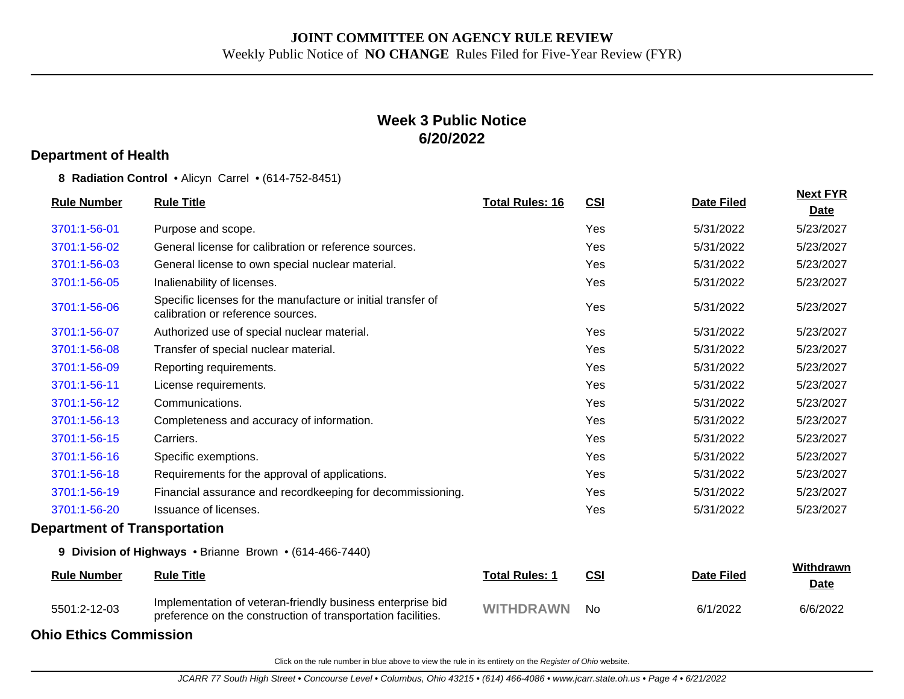# JOINT COMMITTEE ON AGENCY RULE REVIEW

Weekly Public Notice of **NO CHANGE** Rules Filed for Five-Year Review (FYR)

## Week 3 Public Notice
## 6/20/2022

### Department of Health

**8 Radiation Control** • Alicyn Carrel • (614-752-8451)

| Rule Number | Rule Title | Total Rules: 16 | CSI | Date Filed | Next FYR Date |
|---|---|---|---|---|---|
| 3701:1-56-01 | Purpose and scope. | | Yes | 5/31/2022 | 5/23/2027 |
| 3701:1-56-02 | General license for calibration or reference sources. | | Yes | 5/31/2022 | 5/23/2027 |
| 3701:1-56-03 | General license to own special nuclear material. | | Yes | 5/31/2022 | 5/23/2027 |
| 3701:1-56-05 | Inalienability of licenses. | | Yes | 5/31/2022 | 5/23/2027 |
| 3701:1-56-06 | Specific licenses for the manufacture or initial transfer of calibration or reference sources. | | Yes | 5/31/2022 | 5/23/2027 |
| 3701:1-56-07 | Authorized use of special nuclear material. | | Yes | 5/31/2022 | 5/23/2027 |
| 3701:1-56-08 | Transfer of special nuclear material. | | Yes | 5/31/2022 | 5/23/2027 |
| 3701:1-56-09 | Reporting requirements. | | Yes | 5/31/2022 | 5/23/2027 |
| 3701:1-56-11 | License requirements. | | Yes | 5/31/2022 | 5/23/2027 |
| 3701:1-56-12 | Communications. | | Yes | 5/31/2022 | 5/23/2027 |
| 3701:1-56-13 | Completeness and accuracy of information. | | Yes | 5/31/2022 | 5/23/2027 |
| 3701:1-56-15 | Carriers. | | Yes | 5/31/2022 | 5/23/2027 |
| 3701:1-56-16 | Specific exemptions. | | Yes | 5/31/2022 | 5/23/2027 |
| 3701:1-56-18 | Requirements for the approval of applications. | | Yes | 5/31/2022 | 5/23/2027 |
| 3701:1-56-19 | Financial assurance and recordkeeping for decommissioning. | | Yes | 5/31/2022 | 5/23/2027 |
| 3701:1-56-20 | Issuance of licenses. | | Yes | 5/31/2022 | 5/23/2027 |

### Department of Transportation

**9 Division of Highways** • Brianne Brown • (614-466-7440)

| Rule Number | Rule Title | Total Rules: 1 | CSI | Date Filed | Withdrawn Date |
|---|---|---|---|---|---|
| 5501:2-12-03 | Implementation of veteran-friendly business enterprise bid preference on the construction of transportation facilities. | WITHDRAWN | No | 6/1/2022 | 6/6/2022 |

### Ohio Ethics Commission

Click on the rule number in blue above to view the rule in its entirety on the *Register of Ohio* website.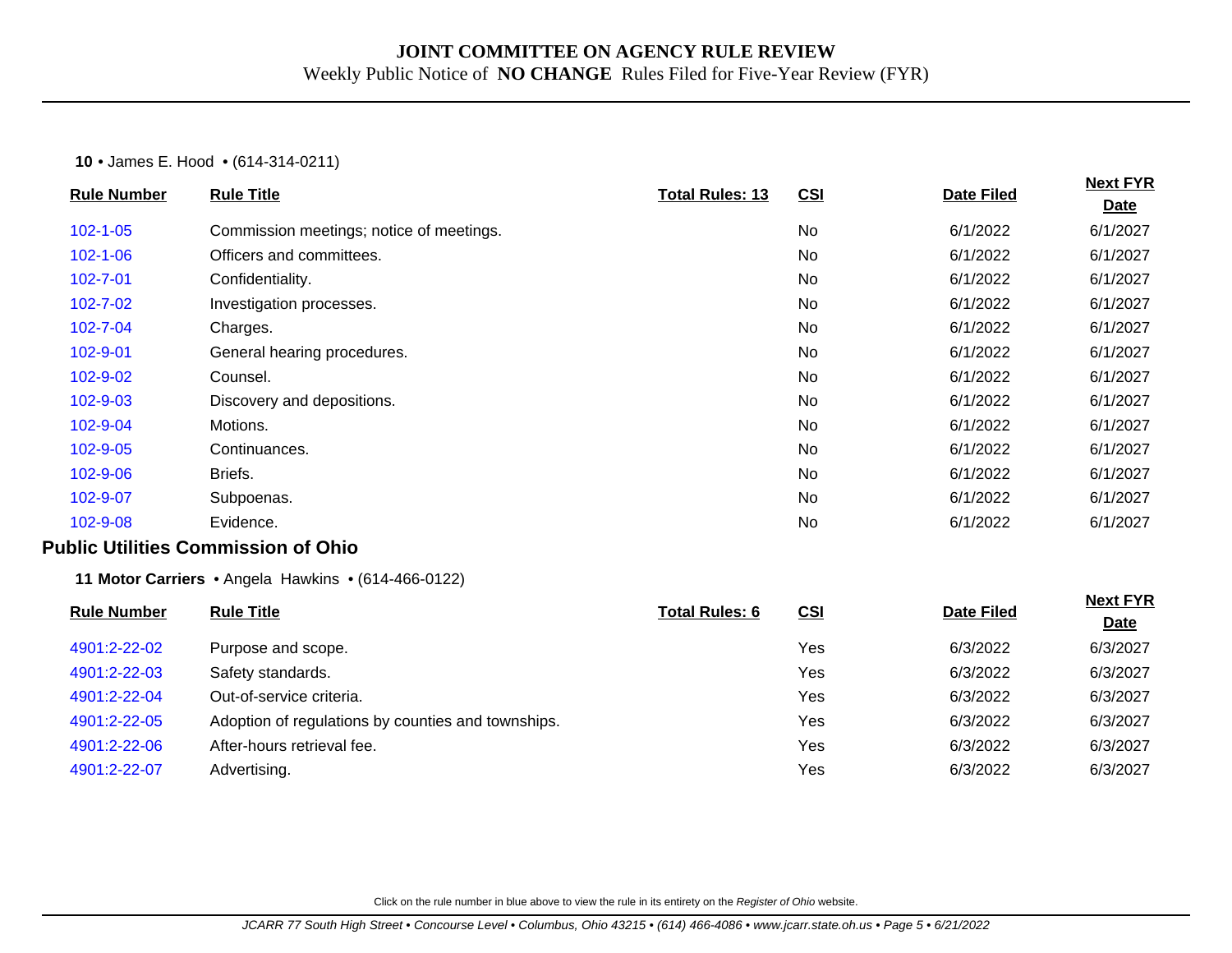# JOINT COMMITTEE ON AGENCY RULE REVIEW

Weekly Public Notice of **NO CHANGE** Rules Filed for Five-Year Review (FYR)

**10** • James E. Hood • (614-314-0211)

| Rule Number | Rule Title | Total Rules: 13 | CSI | Date Filed | Next FYR Date |
|---|---|---|---|---|---|
| 102-1-05 | Commission meetings; notice of meetings. | | No | 6/1/2022 | 6/1/2027 |
| 102-1-06 | Officers and committees. | | No | 6/1/2022 | 6/1/2027 |
| 102-7-01 | Confidentiality. | | No | 6/1/2022 | 6/1/2027 |
| 102-7-02 | Investigation processes. | | No | 6/1/2022 | 6/1/2027 |
| 102-7-04 | Charges. | | No | 6/1/2022 | 6/1/2027 |
| 102-9-01 | General hearing procedures. | | No | 6/1/2022 | 6/1/2027 |
| 102-9-02 | Counsel. | | No | 6/1/2022 | 6/1/2027 |
| 102-9-03 | Discovery and depositions. | | No | 6/1/2022 | 6/1/2027 |
| 102-9-04 | Motions. | | No | 6/1/2022 | 6/1/2027 |
| 102-9-05 | Continuances. | | No | 6/1/2022 | 6/1/2027 |
| 102-9-06 | Briefs. | | No | 6/1/2022 | 6/1/2027 |
| 102-9-07 | Subpoenas. | | No | 6/1/2022 | 6/1/2027 |
| 102-9-08 | Evidence. | | No | 6/1/2022 | 6/1/2027 |

## Public Utilities Commission of Ohio

**11 Motor Carriers** • Angela Hawkins • (614-466-0122)

| Rule Number | Rule Title | Total Rules: 6 | CSI | Date Filed | Next FYR Date |
|---|---|---|---|---|---|
| 4901:2-22-02 | Purpose and scope. | | Yes | 6/3/2022 | 6/3/2027 |
| 4901:2-22-03 | Safety standards. | | Yes | 6/3/2022 | 6/3/2027 |
| 4901:2-22-04 | Out-of-service criteria. | | Yes | 6/3/2022 | 6/3/2027 |
| 4901:2-22-05 | Adoption of regulations by counties and townships. | | Yes | 6/3/2022 | 6/3/2027 |
| 4901:2-22-06 | After-hours retrieval fee. | | Yes | 6/3/2022 | 6/3/2027 |
| 4901:2-22-07 | Advertising. | | Yes | 6/3/2022 | 6/3/2027 |

Click on the rule number in blue above to view the rule in its entirety on the *Register of Ohio* website.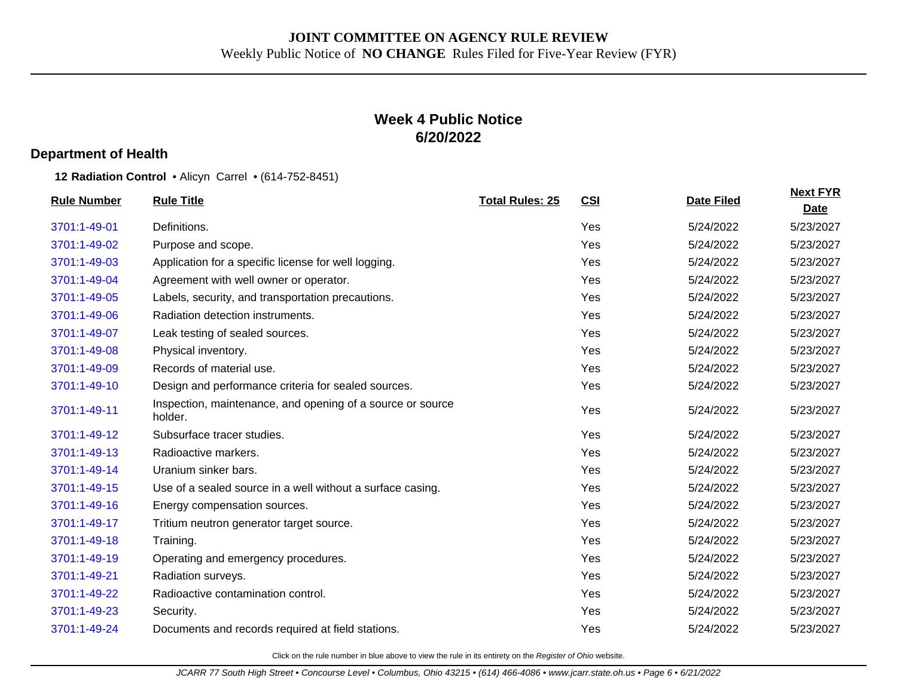**JOINT COMMITTEE ON AGENCY RULE REVIEW**

Weekly Public Notice of **NO CHANGE** Rules Filed for Five-Year Review (FYR)

## Week 4 Public Notice
## 6/20/2022

### Department of Health

**12 Radiation Control** • Alicyn Carrel • (614-752-8451)

| Rule Number | Rule Title | Total Rules: 25 | CSI | Date Filed | Next FYR Date |
|---|---|---|---|---|---|
| 3701:1-49-01 | Definitions. | | Yes | 5/24/2022 | 5/23/2027 |
| 3701:1-49-02 | Purpose and scope. | | Yes | 5/24/2022 | 5/23/2027 |
| 3701:1-49-03 | Application for a specific license for well logging. | | Yes | 5/24/2022 | 5/23/2027 |
| 3701:1-49-04 | Agreement with well owner or operator. | | Yes | 5/24/2022 | 5/23/2027 |
| 3701:1-49-05 | Labels, security, and transportation precautions. | | Yes | 5/24/2022 | 5/23/2027 |
| 3701:1-49-06 | Radiation detection instruments. | | Yes | 5/24/2022 | 5/23/2027 |
| 3701:1-49-07 | Leak testing of sealed sources. | | Yes | 5/24/2022 | 5/23/2027 |
| 3701:1-49-08 | Physical inventory. | | Yes | 5/24/2022 | 5/23/2027 |
| 3701:1-49-09 | Records of material use. | | Yes | 5/24/2022 | 5/23/2027 |
| 3701:1-49-10 | Design and performance criteria for sealed sources. | | Yes | 5/24/2022 | 5/23/2027 |
| 3701:1-49-11 | Inspection, maintenance, and opening of a source or source holder. | | Yes | 5/24/2022 | 5/23/2027 |
| 3701:1-49-12 | Subsurface tracer studies. | | Yes | 5/24/2022 | 5/23/2027 |
| 3701:1-49-13 | Radioactive markers. | | Yes | 5/24/2022 | 5/23/2027 |
| 3701:1-49-14 | Uranium sinker bars. | | Yes | 5/24/2022 | 5/23/2027 |
| 3701:1-49-15 | Use of a sealed source in a well without a surface casing. | | Yes | 5/24/2022 | 5/23/2027 |
| 3701:1-49-16 | Energy compensation sources. | | Yes | 5/24/2022 | 5/23/2027 |
| 3701:1-49-17 | Tritium neutron generator target source. | | Yes | 5/24/2022 | 5/23/2027 |
| 3701:1-49-18 | Training. | | Yes | 5/24/2022 | 5/23/2027 |
| 3701:1-49-19 | Operating and emergency procedures. | | Yes | 5/24/2022 | 5/23/2027 |
| 3701:1-49-21 | Radiation surveys. | | Yes | 5/24/2022 | 5/23/2027 |
| 3701:1-49-22 | Radioactive contamination control. | | Yes | 5/24/2022 | 5/23/2027 |
| 3701:1-49-23 | Security. | | Yes | 5/24/2022 | 5/23/2027 |
| 3701:1-49-24 | Documents and records required at field stations. | | Yes | 5/24/2022 | 5/23/2027 |

Click on the rule number in blue above to view the rule in its entirety on the *Register of Ohio* website.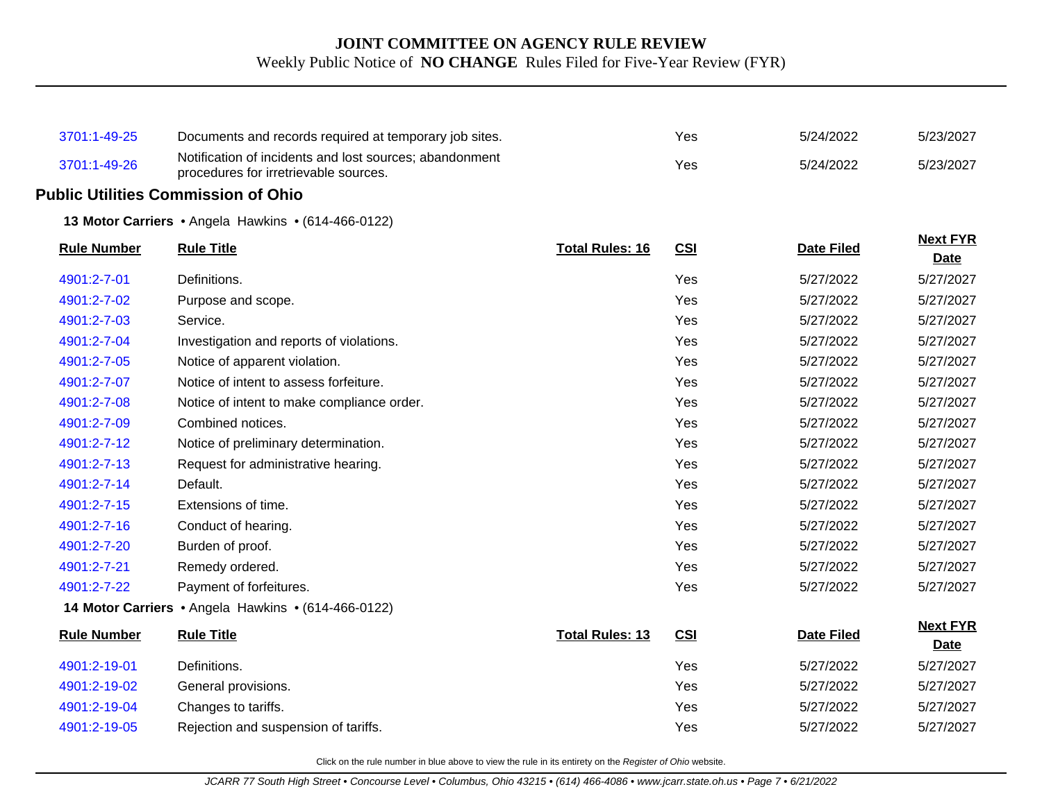| | | | | | |
|---|---|---|---|---|---|
| 3701:1-49-25 | Documents and records required at temporary job sites. | | Yes | 5/24/2022 | 5/23/2027 |
| 3701:1-49-26 | Notification of incidents and lost sources; abandonment procedures for irretrievable sources. | | Yes | 5/24/2022 | 5/23/2027 |

## Public Utilities Commission of Ohio

**13 Motor Carriers** • Angela Hawkins • (614-466-0122)

| Rule Number | Rule Title | Total Rules: 16 | CSI | Date Filed | Next FYR Date |
|---|---|---|---|---|---|
| 4901:2-7-01 | Definitions. | | Yes | 5/27/2022 | 5/27/2027 |
| 4901:2-7-02 | Purpose and scope. | | Yes | 5/27/2022 | 5/27/2027 |
| 4901:2-7-03 | Service. | | Yes | 5/27/2022 | 5/27/2027 |
| 4901:2-7-04 | Investigation and reports of violations. | | Yes | 5/27/2022 | 5/27/2027 |
| 4901:2-7-05 | Notice of apparent violation. | | Yes | 5/27/2022 | 5/27/2027 |
| 4901:2-7-07 | Notice of intent to assess forfeiture. | | Yes | 5/27/2022 | 5/27/2027 |
| 4901:2-7-08 | Notice of intent to make compliance order. | | Yes | 5/27/2022 | 5/27/2027 |
| 4901:2-7-09 | Combined notices. | | Yes | 5/27/2022 | 5/27/2027 |
| 4901:2-7-12 | Notice of preliminary determination. | | Yes | 5/27/2022 | 5/27/2027 |
| 4901:2-7-13 | Request for administrative hearing. | | Yes | 5/27/2022 | 5/27/2027 |
| 4901:2-7-14 | Default. | | Yes | 5/27/2022 | 5/27/2027 |
| 4901:2-7-15 | Extensions of time. | | Yes | 5/27/2022 | 5/27/2027 |
| 4901:2-7-16 | Conduct of hearing. | | Yes | 5/27/2022 | 5/27/2027 |
| 4901:2-7-20 | Burden of proof. | | Yes | 5/27/2022 | 5/27/2027 |
| 4901:2-7-21 | Remedy ordered. | | Yes | 5/27/2022 | 5/27/2027 |
| 4901:2-7-22 | Payment of forfeitures. | | Yes | 5/27/2022 | 5/27/2027 |

**14 Motor Carriers** • Angela Hawkins • (614-466-0122)

| Rule Number | Rule Title | Total Rules: 13 | CSI | Date Filed | Next FYR Date |
|---|---|---|---|---|---|
| 4901:2-19-01 | Definitions. | | Yes | 5/27/2022 | 5/27/2027 |
| 4901:2-19-02 | General provisions. | | Yes | 5/27/2022 | 5/27/2027 |
| 4901:2-19-04 | Changes to tariffs. | | Yes | 5/27/2022 | 5/27/2027 |
| 4901:2-19-05 | Rejection and suspension of tariffs. | | Yes | 5/27/2022 | 5/27/2027 |

Click on the rule number in blue above to view the rule in its entirety on the *Register of Ohio* website.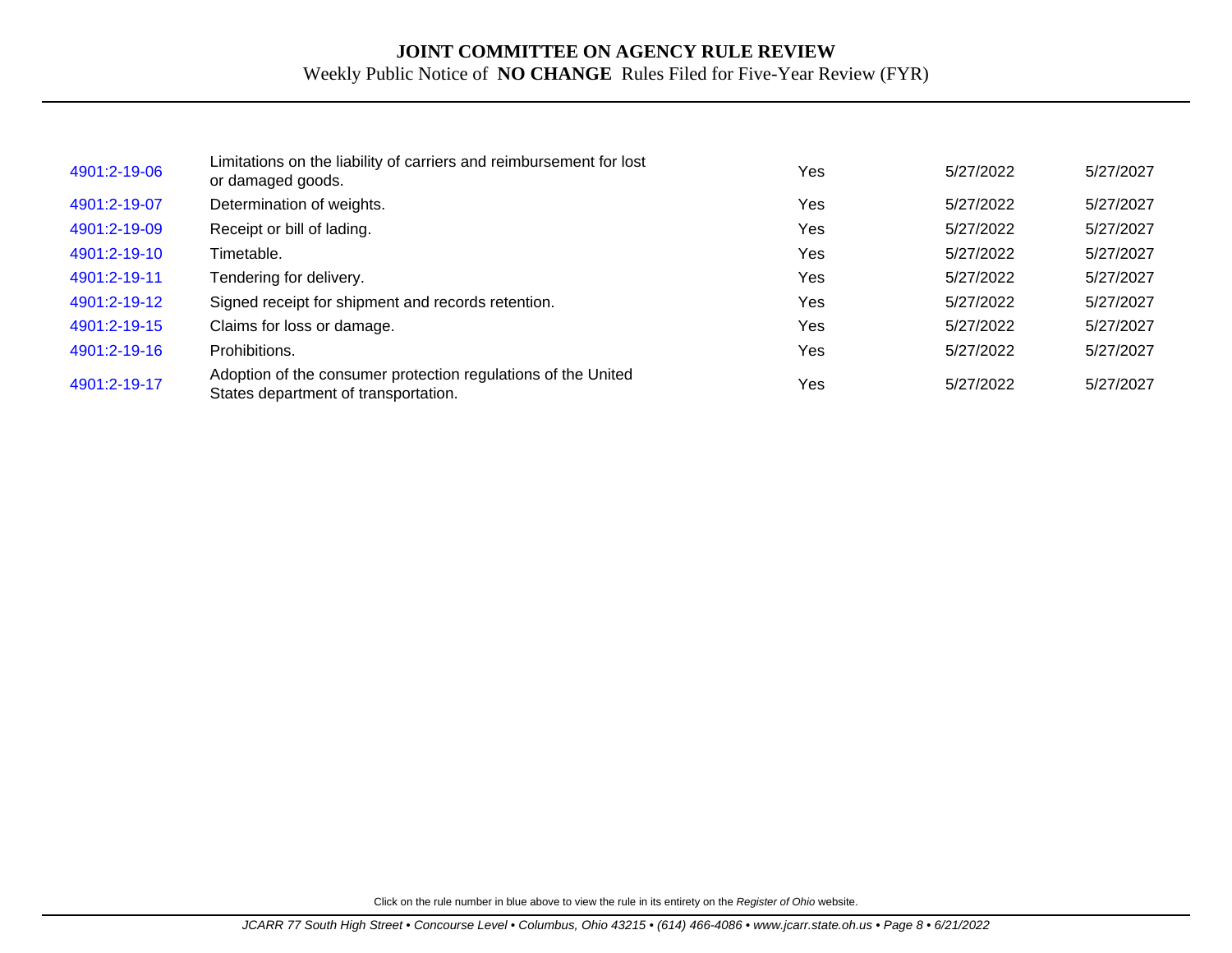**JOINT COMMITTEE ON AGENCY RULE REVIEW**

Weekly Public Notice of **NO CHANGE** Rules Filed for Five-Year Review (FYR)

| | | | | |
|---|---|---|---|---|
| 4901:2-19-06 | Limitations on the liability of carriers and reimbursement for lost or damaged goods. | Yes | 5/27/2022 | 5/27/2027 |
| 4901:2-19-07 | Determination of weights. | Yes | 5/27/2022 | 5/27/2027 |
| 4901:2-19-09 | Receipt or bill of lading. | Yes | 5/27/2022 | 5/27/2027 |
| 4901:2-19-10 | Timetable. | Yes | 5/27/2022 | 5/27/2027 |
| 4901:2-19-11 | Tendering for delivery. | Yes | 5/27/2022 | 5/27/2027 |
| 4901:2-19-12 | Signed receipt for shipment and records retention. | Yes | 5/27/2022 | 5/27/2027 |
| 4901:2-19-15 | Claims for loss or damage. | Yes | 5/27/2022 | 5/27/2027 |
| 4901:2-19-16 | Prohibitions. | Yes | 5/27/2022 | 5/27/2027 |
| 4901:2-19-17 | Adoption of the consumer protection regulations of the United States department of transportation. | Yes | 5/27/2022 | 5/27/2027 |

Click on the rule number in blue above to view the rule in its entirety on the *Register of Ohio* website.